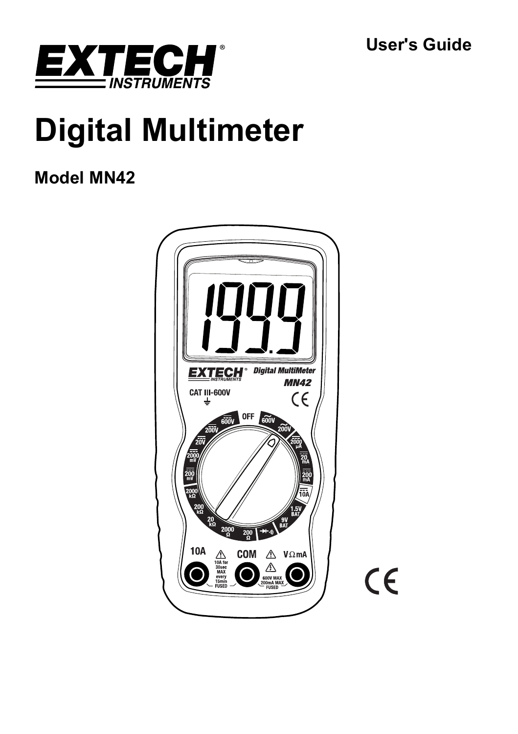EXTECH INSTRUMENTS

User's Guide

# Digital Multimeter

## Model MN42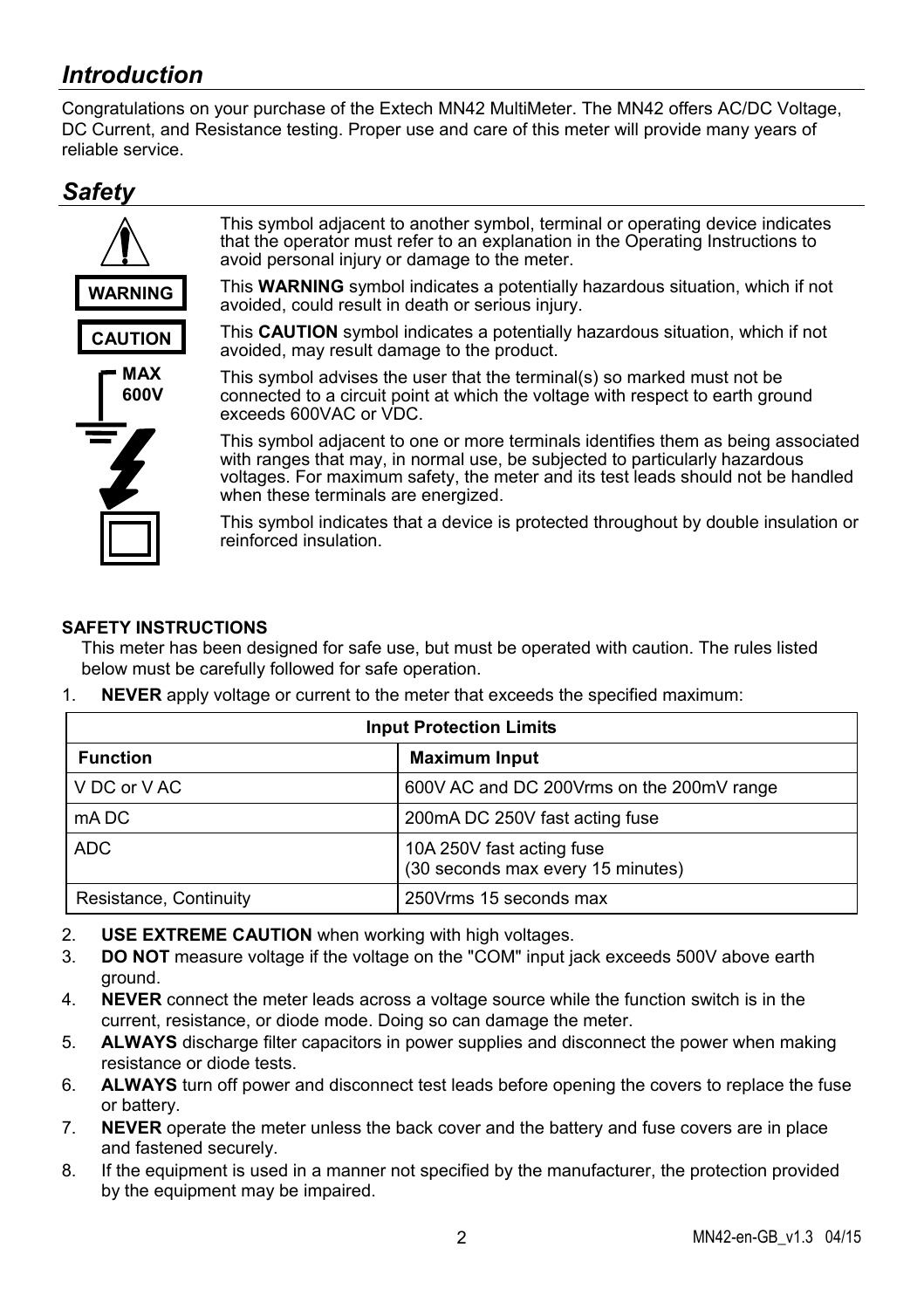## *Introduction*

Congratulations on your purchase of the Extech MN42 MultiMeter. The MN42 offers AC/DC Voltage, DC Current, and Resistance testing. Proper use and care of this meter will provide many years of reliable service.

## *Safety*

This symbol adjacent to another symbol, terminal or operating device indicates that the operator must refer to an explanation in the Operating Instructions to avoid personal injury or damage to the meter.

**WARNING**

This **WARNING** symbol indicates a potentially hazardous situation, which if not avoided, could result in death or serious injury.

**CAUTION**

This **CAUTION** symbol indicates a potentially hazardous situation, which if not avoided, may result damage to the product.

**MAX 600V**

This symbol advises the user that the terminal(s) so marked must not be connected to a circuit point at which the voltage with respect to earth ground exceeds 600VAC or VDC.

This symbol adjacent to one or more terminals identifies them as being associated with ranges that may, in normal use, be subjected to particularly hazardous voltages. For maximum safety, the meter and its test leads should not be handled when these terminals are energized.

This symbol indicates that a device is protected throughout by double insulation or reinforced insulation.

**SAFETY INSTRUCTIONS**

This meter has been designed for safe use, but must be operated with caution. The rules listed below must be carefully followed for safe operation.

1. **NEVER** apply voltage or current to the meter that exceeds the specified maximum:

| Input Protection Limits | |
|---|---|
| **Function** | **Maximum Input** |
| V DC or V AC | 600V AC and DC 200Vrms on the 200mV range |
| mA DC | 200mA DC 250V fast acting fuse |
| ADC | 10A 250V fast acting fuse (30 seconds max every 15 minutes) |
| Resistance, Continuity | 250Vrms 15 seconds max |

2. **USE EXTREME CAUTION** when working with high voltages.
3. **DO NOT** measure voltage if the voltage on the "COM" input jack exceeds 500V above earth ground.
4. **NEVER** connect the meter leads across a voltage source while the function switch is in the current, resistance, or diode mode. Doing so can damage the meter.
5. **ALWAYS** discharge filter capacitors in power supplies and disconnect the power when making resistance or diode tests.
6. **ALWAYS** turn off power and disconnect test leads before opening the covers to replace the fuse or battery.
7. **NEVER** operate the meter unless the back cover and the battery and fuse covers are in place and fastened securely.
8. If the equipment is used in a manner not specified by the manufacturer, the protection provided by the equipment may be impaired.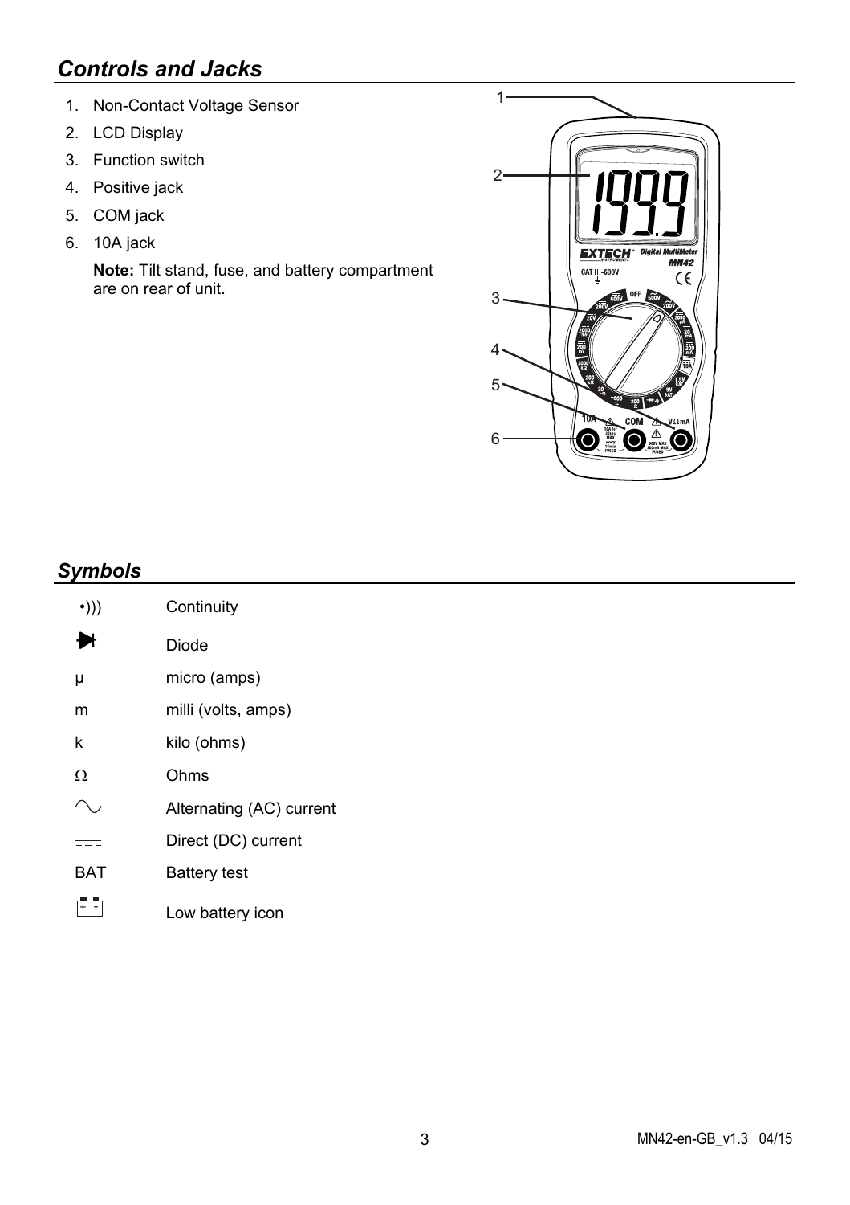## *Controls and Jacks*

1. Non-Contact Voltage Sensor
2. LCD Display
3. Function switch
4. Positive jack
5. COM jack
6. 10A jack

   **Note:** Tilt stand, fuse, and battery compartment are on rear of unit.

## *Symbols*

| | |
|---|---|
| •))) | Continuity |
| ➔⊢ | Diode |
| μ | micro (amps) |
| m | milli (volts, amps) |
| k | kilo (ohms) |
| Ω | Ohms |
| ∿ | Alternating (AC) current |
| ⎓ | Direct (DC) current |
| BAT | Battery test |
| [+ -] | Low battery icon |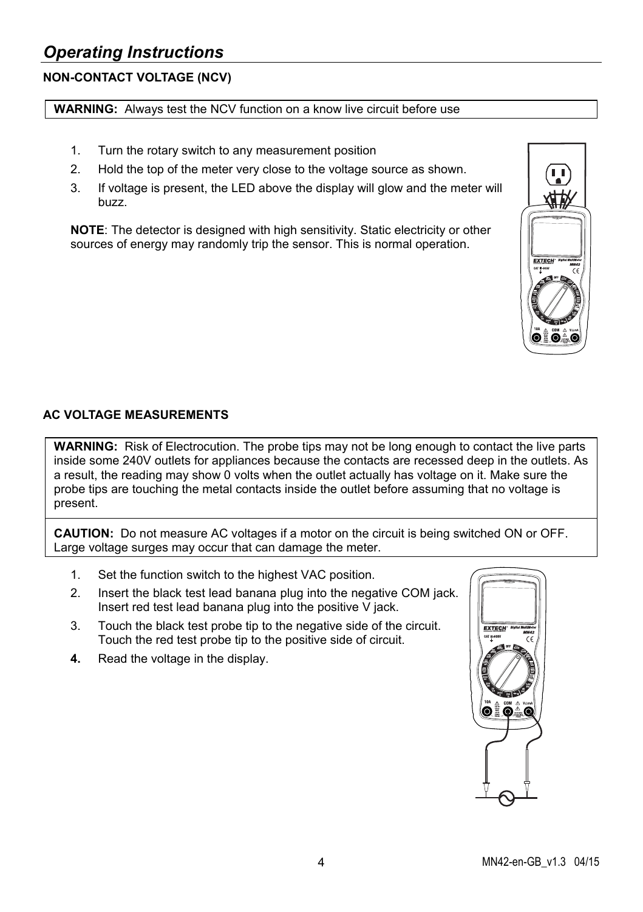## *Operating Instructions*

### NON-CONTACT VOLTAGE (NCV)

**WARNING:** Always test the NCV function on a know live circuit before use

1. Turn the rotary switch to any measurement position
2. Hold the top of the meter very close to the voltage source as shown.
3. If voltage is present, the LED above the display will glow and the meter will buzz.

**NOTE**: The detector is designed with high sensitivity. Static electricity or other sources of energy may randomly trip the sensor. This is normal operation.

### AC VOLTAGE MEASUREMENTS

**WARNING:** Risk of Electrocution. The probe tips may not be long enough to contact the live parts inside some 240V outlets for appliances because the contacts are recessed deep in the outlets. As a result, the reading may show 0 volts when the outlet actually has voltage on it. Make sure the probe tips are touching the metal contacts inside the outlet before assuming that no voltage is present.

**CAUTION:** Do not measure AC voltages if a motor on the circuit is being switched ON or OFF. Large voltage surges may occur that can damage the meter.

1. Set the function switch to the highest VAC position.
2. Insert the black test lead banana plug into the negative COM jack. Insert red test lead banana plug into the positive V jack.
3. Touch the black test probe tip to the negative side of the circuit. Touch the red test probe tip to the positive side of circuit.
4. Read the voltage in the display.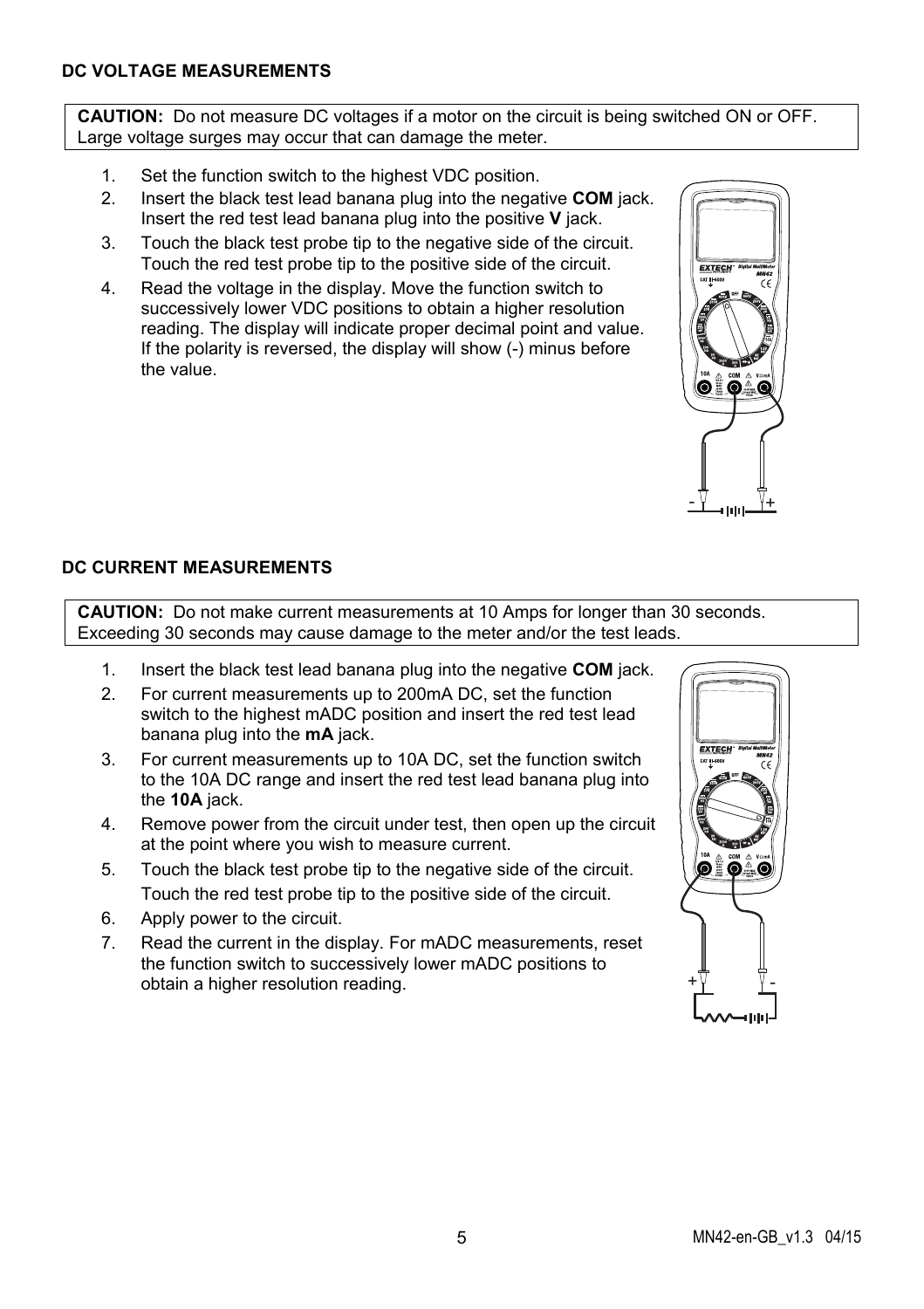### DC VOLTAGE MEASUREMENTS

**CAUTION:** Do not measure DC voltages if a motor on the circuit is being switched ON or OFF. Large voltage surges may occur that can damage the meter.

1. Set the function switch to the highest VDC position.
2. Insert the black test lead banana plug into the negative **COM** jack. Insert the red test lead banana plug into the positive **V** jack.
3. Touch the black test probe tip to the negative side of the circuit. Touch the red test probe tip to the positive side of the circuit.
4. Read the voltage in the display. Move the function switch to successively lower VDC positions to obtain a higher resolution reading. The display will indicate proper decimal point and value. If the polarity is reversed, the display will show (-) minus before the value.

### DC CURRENT MEASUREMENTS

**CAUTION:** Do not make current measurements at 10 Amps for longer than 30 seconds. Exceeding 30 seconds may cause damage to the meter and/or the test leads.

1. Insert the black test lead banana plug into the negative **COM** jack.
2. For current measurements up to 200mA DC, set the function switch to the highest mADC position and insert the red test lead banana plug into the **mA** jack.
3. For current measurements up to 10A DC, set the function switch to the 10A DC range and insert the red test lead banana plug into the **10A** jack.
4. Remove power from the circuit under test, then open up the circuit at the point where you wish to measure current.
5. Touch the black test probe tip to the negative side of the circuit. Touch the red test probe tip to the positive side of the circuit.
6. Apply power to the circuit.
7. Read the current in the display. For mADC measurements, reset the function switch to successively lower mADC positions to obtain a higher resolution reading.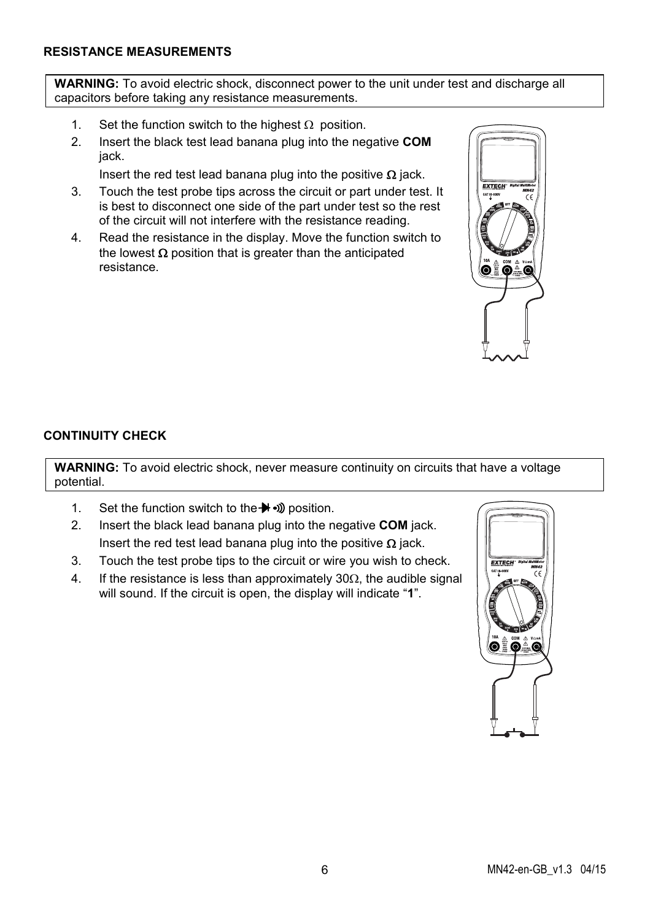## RESISTANCE MEASUREMENTS

**WARNING:** To avoid electric shock, disconnect power to the unit under test and discharge all capacitors before taking any resistance measurements.

1. Set the function switch to the highest Ω position.
2. Insert the black test lead banana plug into the negative **COM** jack.

   Insert the red test lead banana plug into the positive Ω jack.
3. Touch the test probe tips across the circuit or part under test. It is best to disconnect one side of the part under test so the rest of the circuit will not interfere with the resistance reading.
4. Read the resistance in the display. Move the function switch to the lowest Ω position that is greater than the anticipated resistance.

## CONTINUITY CHECK

**WARNING:** To avoid electric shock, never measure continuity on circuits that have a voltage potential.

1. Set the function switch to the ⯈|•))) position.
2. Insert the black lead banana plug into the negative **COM** jack.

   Insert the red test lead banana plug into the positive Ω jack.
3. Touch the test probe tips to the circuit or wire you wish to check.
4. If the resistance is less than approximately 30Ω, the audible signal will sound. If the circuit is open, the display will indicate "**1**".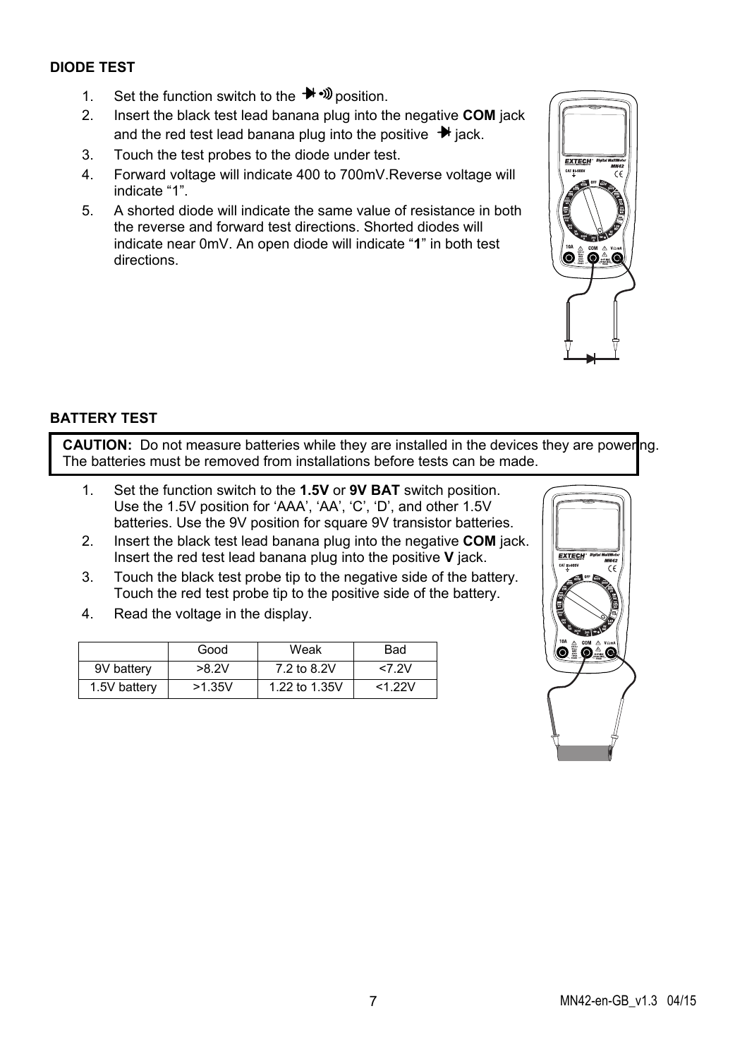### DIODE TEST

1. Set the function switch to the diode/continuity position.
2. Insert the black test lead banana plug into the negative **COM** jack and the red test lead banana plug into the positive diode jack.
3. Touch the test probes to the diode under test.
4. Forward voltage will indicate 400 to 700mV.Reverse voltage will indicate "1".
5. A shorted diode will indicate the same value of resistance in both the reverse and forward test directions. Shorted diodes will indicate near 0mV. An open diode will indicate "**1**" in both test directions.

### BATTERY TEST

**CAUTION:** Do not measure batteries while they are installed in the devices they are powering. The batteries must be removed from installations before tests can be made.

1. Set the function switch to the **1.5V** or **9V BAT** switch position. Use the 1.5V position for 'AAA', 'AA', 'C', 'D', and other 1.5V batteries. Use the 9V position for square 9V transistor batteries.
2. Insert the black test lead banana plug into the negative **COM** jack. Insert the red test lead banana plug into the positive **V** jack.
3. Touch the black test probe tip to the negative side of the battery. Touch the red test probe tip to the positive side of the battery.
4. Read the voltage in the display.

| | Good | Weak | Bad |
|---|---|---|---|
| 9V battery | >8.2V | 7.2 to 8.2V | <7.2V |
| 1.5V battery | >1.35V | 1.22 to 1.35V | <1.22V |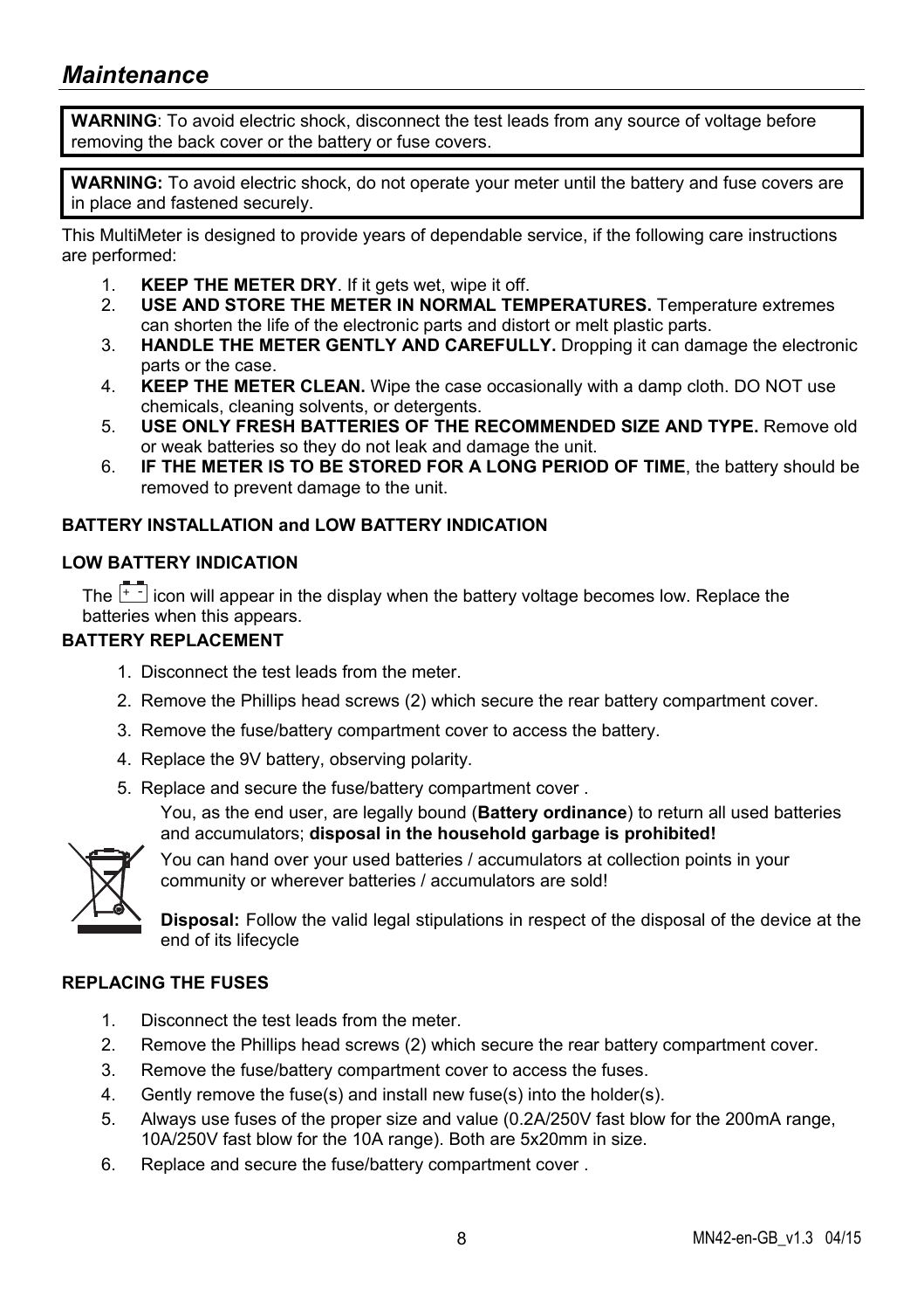## *Maintenance*

**WARNING**: To avoid electric shock, disconnect the test leads from any source of voltage before removing the back cover or the battery or fuse covers.

**WARNING:** To avoid electric shock, do not operate your meter until the battery and fuse covers are in place and fastened securely.

This MultiMeter is designed to provide years of dependable service, if the following care instructions are performed:

1. **KEEP THE METER DRY**. If it gets wet, wipe it off.
2. **USE AND STORE THE METER IN NORMAL TEMPERATURES.** Temperature extremes can shorten the life of the electronic parts and distort or melt plastic parts.
3. **HANDLE THE METER GENTLY AND CAREFULLY.** Dropping it can damage the electronic parts or the case.
4. **KEEP THE METER CLEAN.** Wipe the case occasionally with a damp cloth. DO NOT use chemicals, cleaning solvents, or detergents.
5. **USE ONLY FRESH BATTERIES OF THE RECOMMENDED SIZE AND TYPE.** Remove old or weak batteries so they do not leak and damage the unit.
6. **IF THE METER IS TO BE STORED FOR A LONG PERIOD OF TIME**, the battery should be removed to prevent damage to the unit.

**BATTERY INSTALLATION and LOW BATTERY INDICATION**

**LOW BATTERY INDICATION**

The [+ -] icon will appear in the display when the battery voltage becomes low. Replace the batteries when this appears.

**BATTERY REPLACEMENT**

1. Disconnect the test leads from the meter.
2. Remove the Phillips head screws (2) which secure the rear battery compartment cover.
3. Remove the fuse/battery compartment cover to access the battery.
4. Replace the 9V battery, observing polarity.
5. Replace and secure the fuse/battery compartment cover .

You, as the end user, are legally bound (**Battery ordinance**) to return all used batteries and accumulators; **disposal in the household garbage is prohibited!**

You can hand over your used batteries / accumulators at collection points in your community or wherever batteries / accumulators are sold!

**Disposal:** Follow the valid legal stipulations in respect of the disposal of the device at the end of its lifecycle

**REPLACING THE FUSES**

1. Disconnect the test leads from the meter.
2. Remove the Phillips head screws (2) which secure the rear battery compartment cover.
3. Remove the fuse/battery compartment cover to access the fuses.
4. Gently remove the fuse(s) and install new fuse(s) into the holder(s).
5. Always use fuses of the proper size and value (0.2A/250V fast blow for the 200mA range, 10A/250V fast blow for the 10A range). Both are 5x20mm in size.
6. Replace and secure the fuse/battery compartment cover .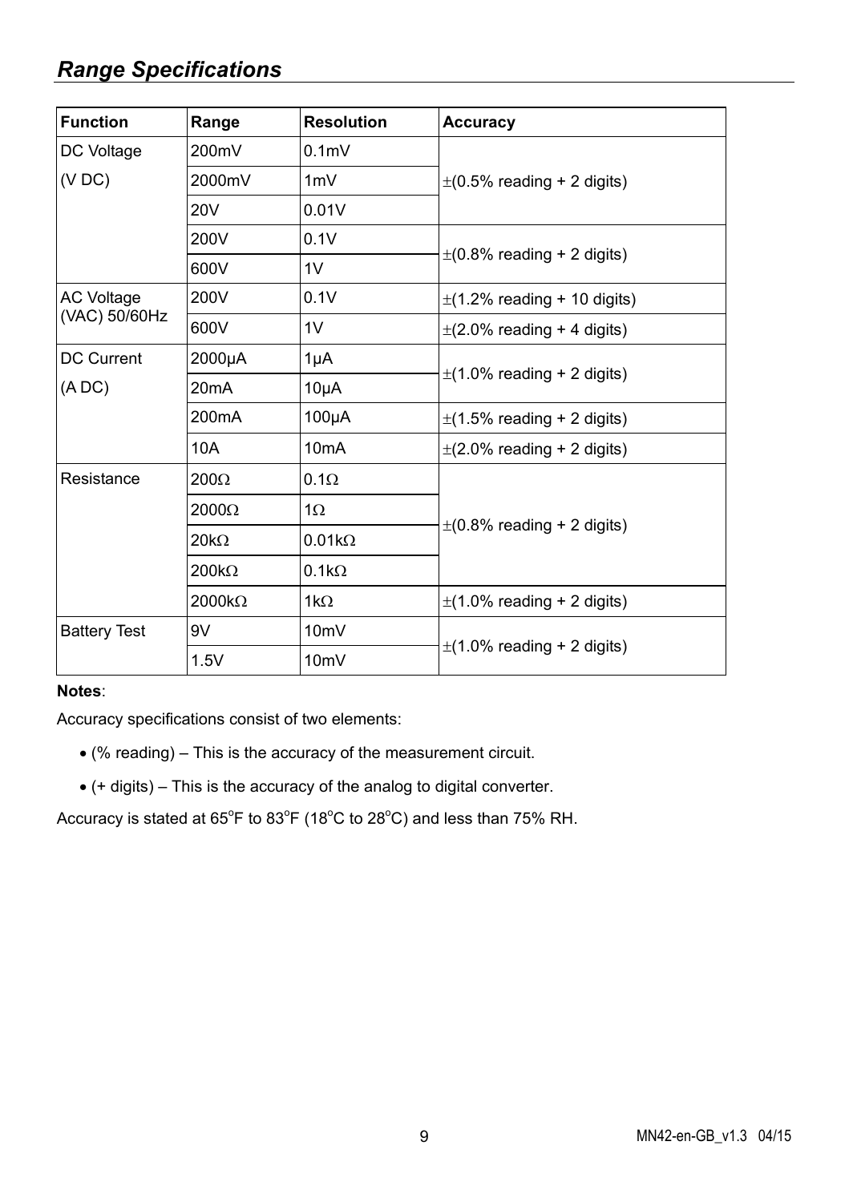## *Range Specifications*

| Function | Range | Resolution | Accuracy |
|---|---|---|---|
| DC Voltage (V DC) | 200mV | 0.1mV | ±(0.5% reading + 2 digits) |
| | 2000mV | 1mV | |
| | 20V | 0.01V | |
| | 200V | 0.1V | ±(0.8% reading + 2 digits) |
| | 600V | 1V | |
| AC Voltage (VAC) 50/60Hz | 200V | 0.1V | ±(1.2% reading + 10 digits) |
| | 600V | 1V | ±(2.0% reading + 4 digits) |
| DC Current (A DC) | 2000µA | 1µA | ±(1.0% reading + 2 digits) |
| | 20mA | 10µA | |
| | 200mA | 100µA | ±(1.5% reading + 2 digits) |
| | 10A | 10mA | ±(2.0% reading + 2 digits) |
| Resistance | 200Ω | 0.1Ω | ±(0.8% reading + 2 digits) |
| | 2000Ω | 1Ω | |
| | 20kΩ | 0.01kΩ | |
| | 200kΩ | 0.1kΩ | |
| | 2000kΩ | 1kΩ | ±(1.0% reading + 2 digits) |
| Battery Test | 9V | 10mV | ±(1.0% reading + 2 digits) |
| | 1.5V | 10mV | |

**Notes**:

Accuracy specifications consist of two elements:

- (% reading) – This is the accuracy of the measurement circuit.
- (+ digits) – This is the accuracy of the analog to digital converter.

Accuracy is stated at 65°F to 83°F (18°C to 28°C) and less than 75% RH.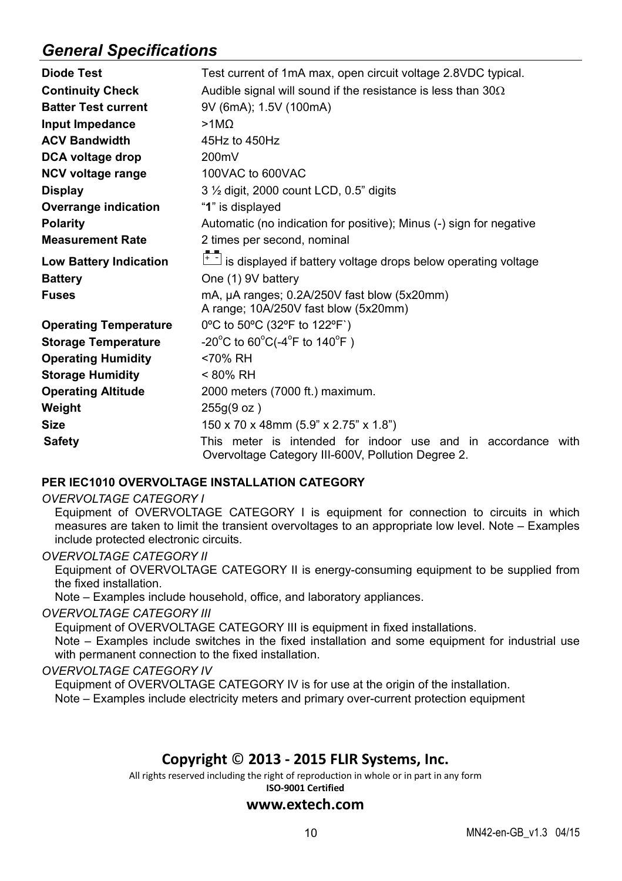## *General Specifications*

| | |
|---|---|
| **Diode Test** | Test current of 1mA max, open circuit voltage 2.8VDC typical. |
| **Continuity Check** | Audible signal will sound if the resistance is less than 30Ω |
| **Batter Test current** | 9V (6mA); 1.5V (100mA) |
| **Input Impedance** | >1MΩ |
| **ACV Bandwidth** | 45Hz to 450Hz |
| **DCA voltage drop** | 200mV |
| **NCV voltage range** | 100VAC to 600VAC |
| **Display** | 3 ½ digit, 2000 count LCD, 0.5" digits |
| **Overrange indication** | "**1**" is displayed |
| **Polarity** | Automatic (no indication for positive); Minus (-) sign for negative |
| **Measurement Rate** | 2 times per second, nominal |
| **Low Battery Indication** | [+ -] is displayed if battery voltage drops below operating voltage |
| **Battery** | One (1) 9V battery |
| **Fuses** | mA, µA ranges; 0.2A/250V fast blow (5x20mm)<br>A range; 10A/250V fast blow (5x20mm) |
| **Operating Temperature** | 0ºC to 50ºC (32ºF to 122ºF`) |
| **Storage Temperature** | -20°C to 60°C(-4°F to 140°F ) |
| **Operating Humidity** | <70% RH |
| **Storage Humidity** | < 80% RH |
| **Operating Altitude** | 2000 meters (7000 ft.) maximum. |
| **Weight** | 255g(9 oz ) |
| **Size** | 150 x 70 x 48mm (5.9" x 2.75" x 1.8") |
| **Safety** | This meter is intended for indoor use and in accordance with Overvoltage Category III-600V, Pollution Degree 2. |

**PER IEC1010 OVERVOLTAGE INSTALLATION CATEGORY**

*OVERVOLTAGE CATEGORY I*

Equipment of OVERVOLTAGE CATEGORY I is equipment for connection to circuits in which measures are taken to limit the transient overvoltages to an appropriate low level. Note – Examples include protected electronic circuits.

*OVERVOLTAGE CATEGORY II*

Equipment of OVERVOLTAGE CATEGORY II is energy-consuming equipment to be supplied from the fixed installation.

Note – Examples include household, office, and laboratory appliances.

*OVERVOLTAGE CATEGORY III*

Equipment of OVERVOLTAGE CATEGORY III is equipment in fixed installations.

Note – Examples include switches in the fixed installation and some equipment for industrial use with permanent connection to the fixed installation.

*OVERVOLTAGE CATEGORY IV*

Equipment of OVERVOLTAGE CATEGORY IV is for use at the origin of the installation.

Note – Examples include electricity meters and primary over-current protection equipment

**Copyright © 2013 - 2015 FLIR Systems, Inc.**

All rights reserved including the right of reproduction in whole or in part in any form

**ISO-9001 Certified**

**www.extech.com**

MN42-en-GB_v1.3 04/15